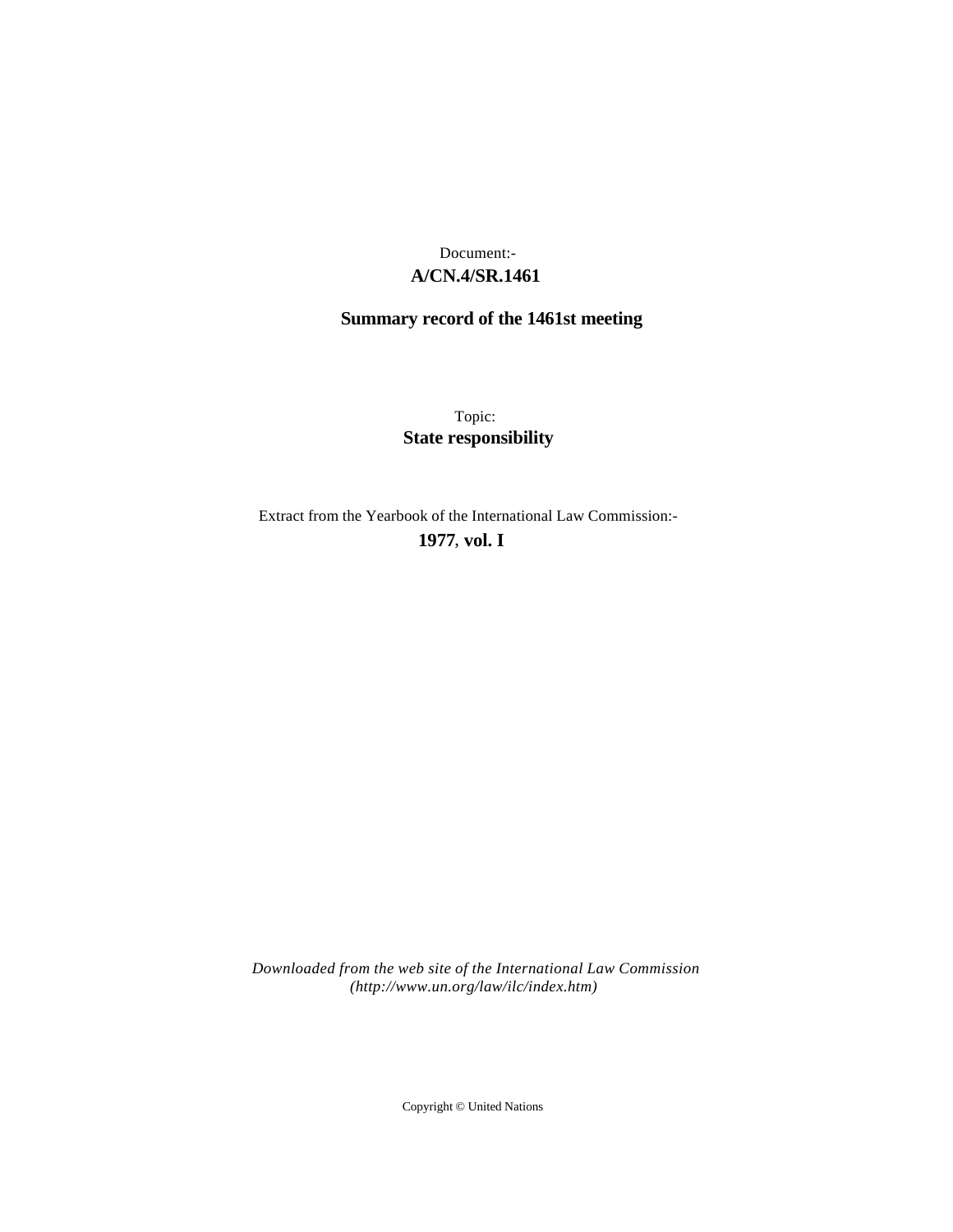Document:-

**A/CN.4/SR.1461**

**Summary record of the 1461st meeting**

Topic:

**State responsibility**

Extract from the Yearbook of the International Law Commission:-

**1977**, **vol. I**

*Downloaded from the web site of the International Law Commission (http://www.un.org/law/ilc/index.htm)*

Copyright © United Nations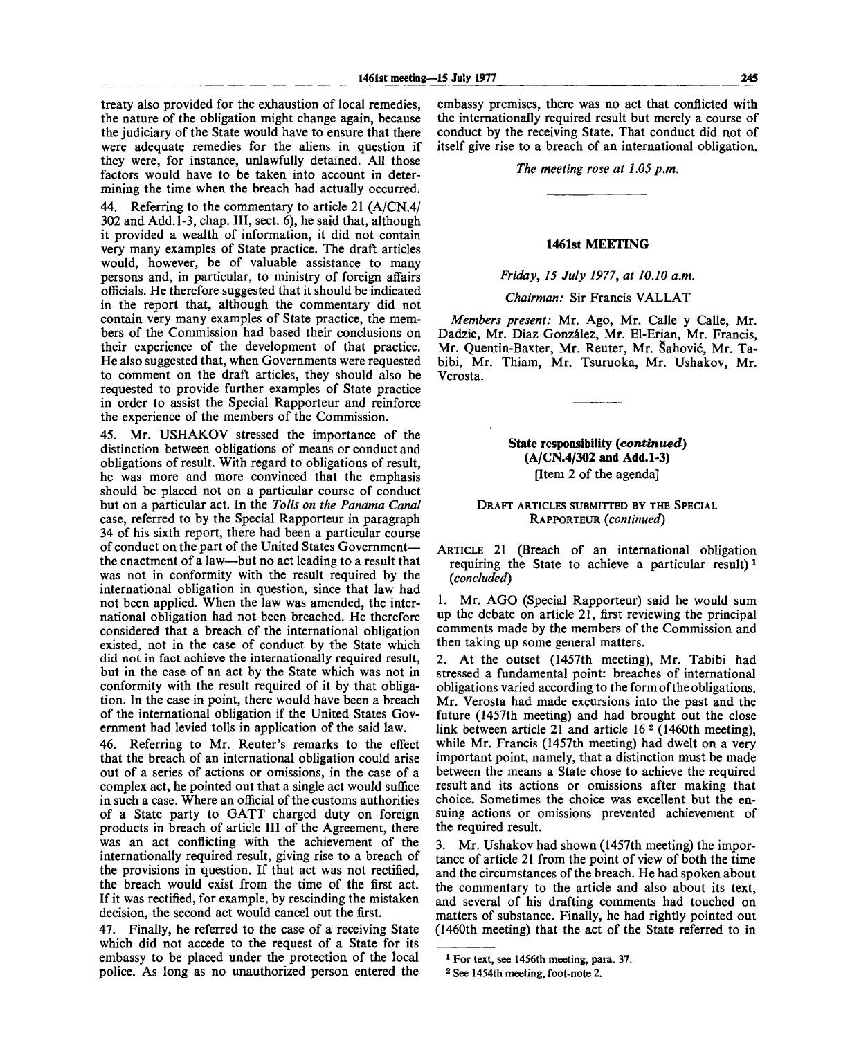treaty also provided for the exhaustion of local remedies, the nature of the obligation might change again, because the judiciary of the State would have to ensure that there were adequate remedies for the aliens in question if they were, for instance, unlawfully detained. All those factors would have to be taken into account in determining the time when the breach had actually occurred.

44. Referring to the commentary to article 21 (A/CN.4/302 and Add.1-3, chap. III, sect. 6), he said that, although it provided a wealth of information, it did not contain very many examples of State practice. The draft articles would, however, be of valuable assistance to many persons and, in particular, to ministry of foreign affairs officials. He therefore suggested that it should be indicated in the report that, although the commentary did not contain very many examples of State practice, the members of the Commission had based their conclusions on their experience of the development of that practice. He also suggested that, when Governments were requested to comment on the draft articles, they should also be requested to provide further examples of State practice in order to assist the Special Rapporteur and reinforce the experience of the members of the Commission.

45. Mr. USHAKOV stressed the importance of the distinction between obligations of means or conduct and obligations of result. With regard to obligations of result, he was more and more convinced that the emphasis should be placed not on a particular course of conduct but on a particular act. In the *Tolls on the Panama Canal* case, referred to by the Special Rapporteur in paragraph 34 of his sixth report, there had been a particular course of conduct on the part of the United States Government—the enactment of a law—but no act leading to a result that was not in conformity with the result required by the international obligation in question, since that law had not been applied. When the law was amended, the international obligation had not been breached. He therefore considered that a breach of the international obligation existed, not in the case of conduct by the State which did not in fact achieve the internationally required result, but in the case of an act by the State which was not in conformity with the result required of it by that obligation. In the case in point, there would have been a breach of the international obligation if the United States Government had levied tolls in application of the said law.

46. Referring to Mr. Reuter's remarks to the effect that the breach of an international obligation could arise out of a series of actions or omissions, in the case of a complex act, he pointed out that a single act would suffice in such a case. Where an official of the customs authorities of a State party to GATT charged duty on foreign products in breach of article III of the Agreement, there was an act conflicting with the achievement of the internationally required result, giving rise to a breach of the provisions in question. If that act was not rectified, the breach would exist from the time of the first act. If it was rectified, for example, by rescinding the mistaken decision, the second act would cancel out the first.

47. Finally, he referred to the case of a receiving State which did not accede to the request of a State for its embassy to be placed under the protection of the local police. As long as no unauthorized person entered the embassy premises, there was no act that conflicted with the internationally required result but merely a course of conduct by the receiving State. That conduct did not of itself give rise to a breach of an international obligation.

*The meeting rose at 1.05 p.m.*

---

## 1461st MEETING

*Friday, 15 July 1977, at 10.10 a.m.*

*Chairman:* Sir Francis VALLAT

*Members present:* Mr. Ago, Mr. Calle y Calle, Mr. Dadzie, Mr. Díaz González, Mr. El-Erian, Mr. Francis, Mr. Quentin-Baxter, Mr. Reuter, Mr. Šahović, Mr. Tabibi, Mr. Thiam, Mr. Tsuruoka, Mr. Ushakov, Mr. Verosta.

---

### State responsibility (*continued*) (A/CN.4/302 and Add.1-3)
[Item 2 of the agenda]

#### DRAFT ARTICLES SUBMITTED BY THE SPECIAL RAPPORTEUR (*continued*)

ARTICLE 21 (Breach of an international obligation requiring the State to achieve a particular result)[1] (*concluded*)

1. Mr. AGO (Special Rapporteur) said he would sum up the debate on article 21, first reviewing the principal comments made by the members of the Commission and then taking up some general matters.

2. At the outset (1457th meeting), Mr. Tabibi had stressed a fundamental point: breaches of international obligations varied according to the form of the obligations. Mr. Verosta had made excursions into the past and the future (1457th meeting) and had brought out the close link between article 21 and article 16[2] (1460th meeting), while Mr. Francis (1457th meeting) had dwelt on a very important point, namely, that a distinction must be made between the means a State chose to achieve the required result and its actions or omissions after making that choice. Sometimes the choice was excellent but the ensuing actions or omissions prevented achievement of the required result.

3. Mr. Ushakov had shown (1457th meeting) the importance of article 21 from the point of view of both the time and the circumstances of the breach. He had spoken about the commentary to the article and also about its text, and several of his drafting comments had touched on matters of substance. Finally, he had rightly pointed out (1460th meeting) that the act of the State referred to in

---

[1] For text, see 1456th meeting, para. 37.

[2] See 1454th meeting, foot-note 2.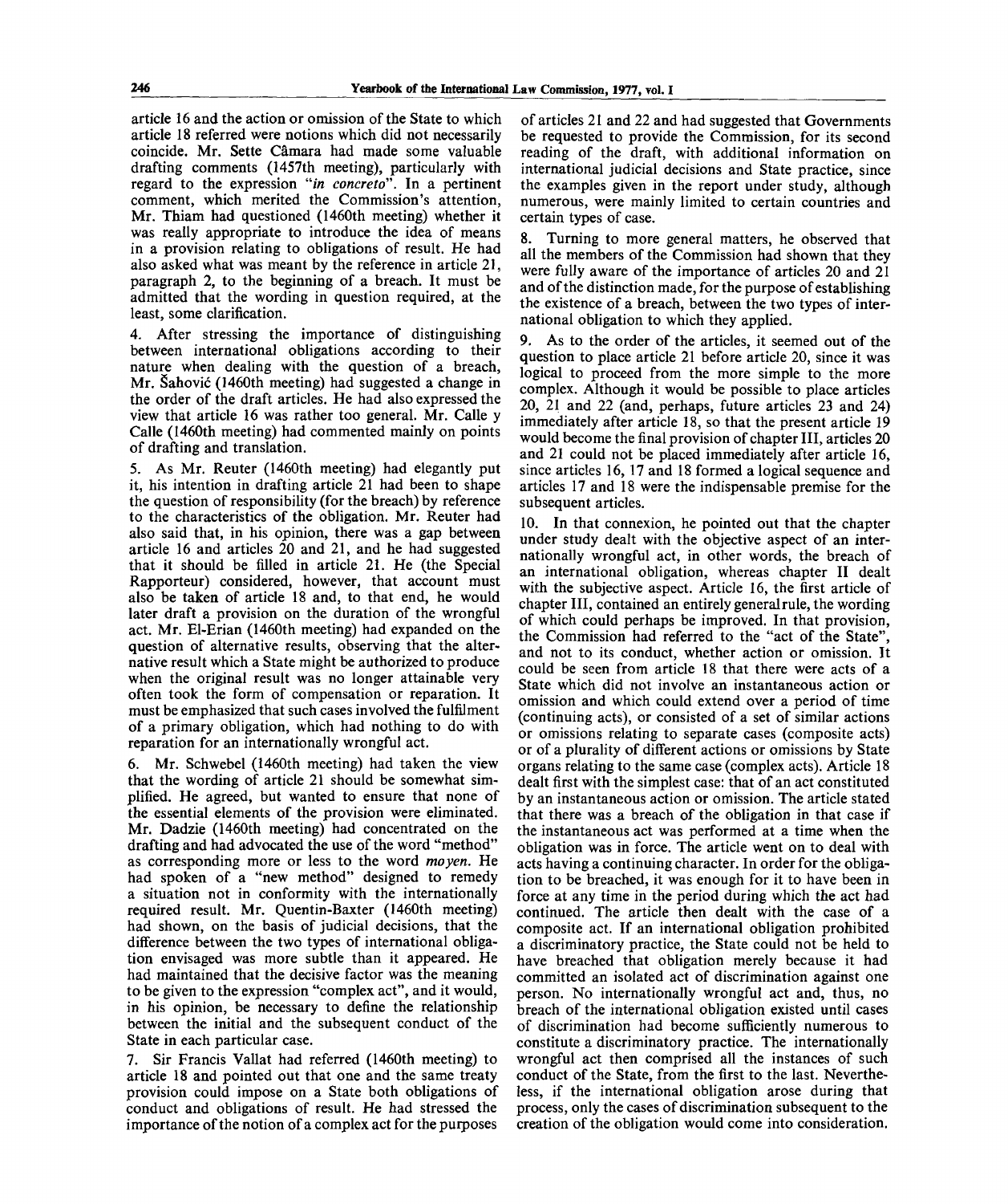article 16 and the action or omission of the State to which article 18 referred were notions which did not necessarily coincide. Mr. Sette Câmara had made some valuable drafting comments (1457th meeting), particularly with regard to the expression "*in concreto*". In a pertinent comment, which merited the Commission's attention, Mr. Thiam had questioned (1460th meeting) whether it was really appropriate to introduce the idea of means in a provision relating to obligations of result. He had also asked what was meant by the reference in article 21, paragraph 2, to the beginning of a breach. It must be admitted that the wording in question required, at the least, some clarification.

4. After stressing the importance of distinguishing between international obligations according to their nature when dealing with the question of a breach, Mr. Šahović (1460th meeting) had suggested a change in the order of the draft articles. He had also expressed the view that article 16 was rather too general. Mr. Calle y Calle (1460th meeting) had commented mainly on points of drafting and translation.

5. As Mr. Reuter (1460th meeting) had elegantly put it, his intention in drafting article 21 had been to shape the question of responsibility (for the breach) by reference to the characteristics of the obligation. Mr. Reuter had also said that, in his opinion, there was a gap between article 16 and articles 20 and 21, and he had suggested that it should be filled in article 21. He (the Special Rapporteur) considered, however, that account must also be taken of article 18 and, to that end, he would later draft a provision on the duration of the wrongful act. Mr. El-Erian (1460th meeting) had expanded on the question of alternative results, observing that the alternative result which a State might be authorized to produce when the original result was no longer attainable very often took the form of compensation or reparation. It must be emphasized that such cases involved the fulfilment of a primary obligation, which had nothing to do with reparation for an internationally wrongful act.

6. Mr. Schwebel (1460th meeting) had taken the view that the wording of article 21 should be somewhat simplified. He agreed, but wanted to ensure that none of the essential elements of the provision were eliminated. Mr. Dadzie (1460th meeting) had concentrated on the drafting and had advocated the use of the word "method" as corresponding more or less to the word *moyen*. He had spoken of a "new method" designed to remedy a situation not in conformity with the internationally required result. Mr. Quentin-Baxter (1460th meeting) had shown, on the basis of judicial decisions, that the difference between the two types of international obligation envisaged was more subtle than it appeared. He had maintained that the decisive factor was the meaning to be given to the expression "complex act", and it would, in his opinion, be necessary to define the relationship between the initial and the subsequent conduct of the State in each particular case.

7. Sir Francis Vallat had referred (1460th meeting) to article 18 and pointed out that one and the same treaty provision could impose on a State both obligations of conduct and obligations of result. He had stressed the importance of the notion of a complex act for the purposes of articles 21 and 22 and had suggested that Governments be requested to provide the Commission, for its second reading of the draft, with additional information on international judicial decisions and State practice, since the examples given in the report under study, although numerous, were mainly limited to certain countries and certain types of case.

8. Turning to more general matters, he observed that all the members of the Commission had shown that they were fully aware of the importance of articles 20 and 21 and of the distinction made, for the purpose of establishing the existence of a breach, between the two types of international obligation to which they applied.

9. As to the order of the articles, it seemed out of the question to place article 21 before article 20, since it was logical to proceed from the more simple to the more complex. Although it would be possible to place articles 20, 21 and 22 (and, perhaps, future articles 23 and 24) immediately after article 18, so that the present article 19 would become the final provision of chapter III, articles 20 and 21 could not be placed immediately after article 16, since articles 16, 17 and 18 formed a logical sequence and articles 17 and 18 were the indispensable premise for the subsequent articles.

10. In that connexion, he pointed out that the chapter under study dealt with the objective aspect of an internationally wrongful act, in other words, the breach of an international obligation, whereas chapter II dealt with the subjective aspect. Article 16, the first article of chapter III, contained an entirely general rule, the wording of which could perhaps be improved. In that provision, the Commission had referred to the "act of the State", and not to its conduct, whether action or omission. It could be seen from article 18 that there were acts of a State which did not involve an instantaneous action or omission and which could extend over a period of time (continuing acts), or consisted of a set of similar actions or omissions relating to separate cases (composite acts) or of a plurality of different actions or omissions by State organs relating to the same case (complex acts). Article 18 dealt first with the simplest case: that of an act constituted by an instantaneous action or omission. The article stated that there was a breach of the obligation in that case if the instantaneous act was performed at a time when the obligation was in force. The article went on to deal with acts having a continuing character. In order for the obligation to be breached, it was enough for it to have been in force at any time in the period during which the act had continued. The article then dealt with the case of a composite act. If an international obligation prohibited a discriminatory practice, the State could not be held to have breached that obligation merely because it had committed an isolated act of discrimination against one person. No internationally wrongful act and, thus, no breach of the international obligation existed until cases of discrimination had become sufficiently numerous to constitute a discriminatory practice. The internationally wrongful act then comprised all the instances of such conduct of the State, from the first to the last. Nevertheless, if the international obligation arose during that process, only the cases of discrimination subsequent to the creation of the obligation would come into consideration.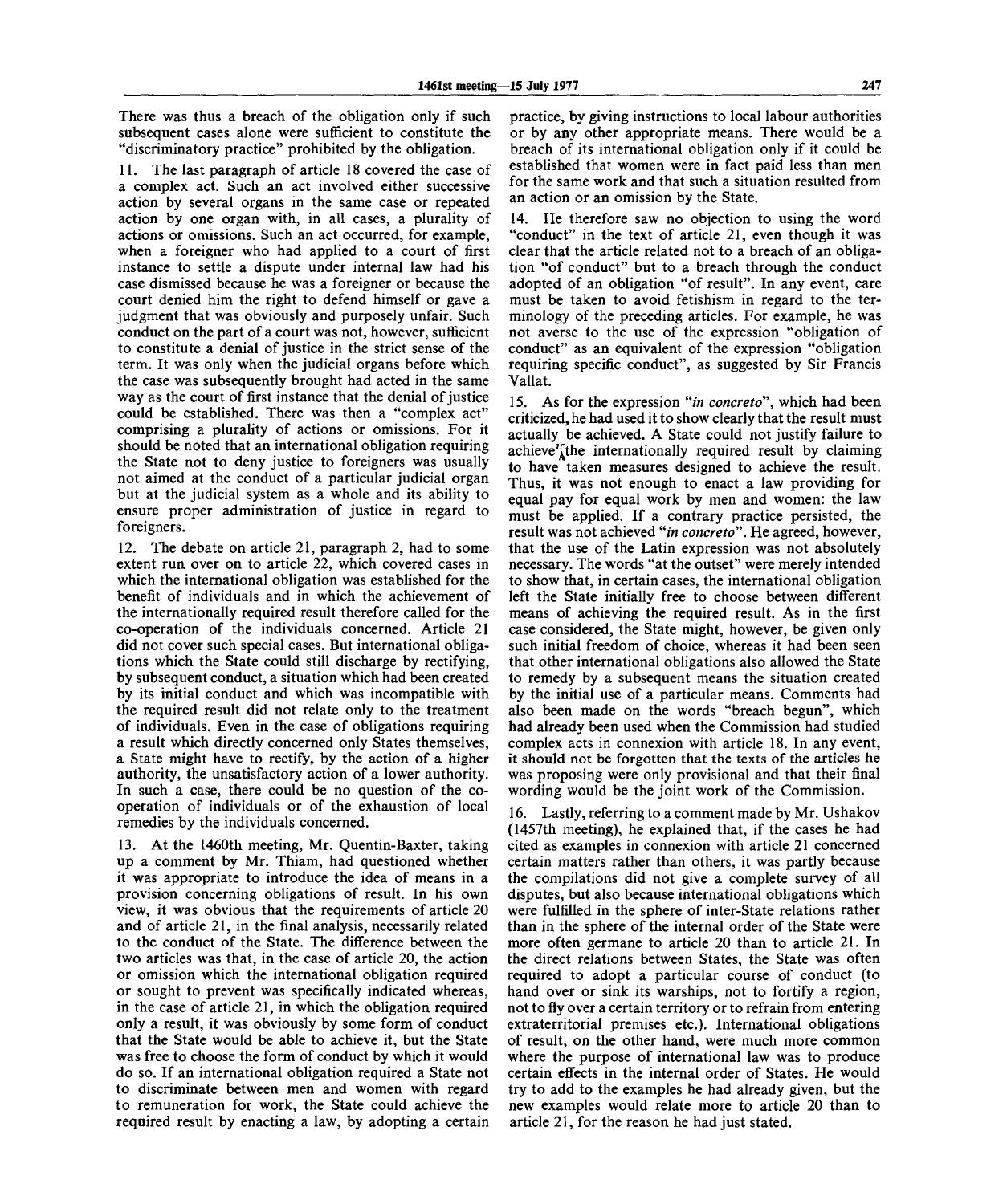There was thus a breach of the obligation only if such subsequent cases alone were sufficient to constitute the "discriminatory practice" prohibited by the obligation.

11. The last paragraph of article 18 covered the case of a complex act. Such an act involved either successive action by several organs in the same case or repeated action by one organ with, in all cases, a plurality of actions or omissions. Such an act occurred, for example, when a foreigner who had applied to a court of first instance to settle a dispute under internal law had his case dismissed because he was a foreigner or because the court denied him the right to defend himself or gave a judgment that was obviously and purposely unfair. Such conduct on the part of a court was not, however, sufficient to constitute a denial of justice in the strict sense of the term. It was only when the judicial organs before which the case was subsequently brought had acted in the same way as the court of first instance that the denial of justice could be established. There was then a "complex act" comprising a plurality of actions or omissions. For it should be noted that an international obligation requiring the State not to deny justice to foreigners was usually not aimed at the conduct of a particular judicial organ but at the judicial system as a whole and its ability to ensure proper administration of justice in regard to foreigners.

12. The debate on article 21, paragraph 2, had to some extent run over on to article 22, which covered cases in which the international obligation was established for the benefit of individuals and in which the achievement of the internationally required result therefore called for the co-operation of the individuals concerned. Article 21 did not cover such special cases. But international obligations which the State could still discharge by rectifying, by subsequent conduct, a situation which had been created by its initial conduct and which was incompatible with the required result did not relate only to the treatment of individuals. Even in the case of obligations requiring a result which directly concerned only States themselves, a State might have to rectify, by the action of a higher authority, the unsatisfactory action of a lower authority. In such a case, there could be no question of the co-operation of individuals or of the exhaustion of local remedies by the individuals concerned.

13. At the 1460th meeting, Mr. Quentin-Baxter, taking up a comment by Mr. Thiam, had questioned whether it was appropriate to introduce the idea of means in a provision concerning obligations of result. In his own view, it was obvious that the requirements of article 20 and of article 21, in the final analysis, necessarily related to the conduct of the State. The difference between the two articles was that, in the case of article 20, the action or omission which the international obligation required or sought to prevent was specifically indicated whereas, in the case of article 21, in which the obligation required only a result, it was obviously by some form of conduct that the State would be able to achieve it, but the State was free to choose the form of conduct by which it would do so. If an international obligation required a State not to discriminate between men and women with regard to remuneration for work, the State could achieve the required result by enacting a law, by adopting a certain practice, by giving instructions to local labour authorities or by any other appropriate means. There would be a breach of its international obligation only if it could be established that women were in fact paid less than men for the same work and that such a situation resulted from an action or an omission by the State.

14. He therefore saw no objection to using the word "conduct" in the text of article 21, even though it was clear that the article related not to a breach of an obligation "of conduct" but to a breach through the conduct adopted of an obligation "of result". In any event, care must be taken to avoid fetishism in regard to the terminology of the preceding articles. For example, he was not averse to the use of the expression "obligation of conduct" as an equivalent of the expression "obligation requiring specific conduct", as suggested by Sir Francis Vallat.

15. As for the expression "*in concreto*", which had been criticized, he had used it to show clearly that the result must actually be achieved. A State could not justify failure to achieve the internationally required result by claiming to have taken measures designed to achieve the result. Thus, it was not enough to enact a law providing for equal pay for equal work by men and women: the law must be applied. If a contrary practice persisted, the result was not achieved "*in concreto*". He agreed, however, that the use of the Latin expression was not absolutely necessary. The words "at the outset" were merely intended to show that, in certain cases, the international obligation left the State initially free to choose between different means of achieving the required result. As in the first case considered, the State might, however, be given only such initial freedom of choice, whereas it had been seen that other international obligations also allowed the State to remedy by a subsequent means the situation created by the initial use of a particular means. Comments had also been made on the words "breach begun", which had already been used when the Commission had studied complex acts in connexion with article 18. In any event, it should not be forgotten that the texts of the articles he was proposing were only provisional and that their final wording would be the joint work of the Commission.

16. Lastly, referring to a comment made by Mr. Ushakov (1457th meeting), he explained that, if the cases he had cited as examples in connexion with article 21 concerned certain matters rather than others, it was partly because the compilations did not give a complete survey of all disputes, but also because international obligations which were fulfilled in the sphere of inter-State relations rather than in the sphere of the internal order of the State were more often germane to article 20 than to article 21. In the direct relations between States, the State was often required to adopt a particular course of conduct (to hand over or sink its warships, not to fortify a region, not to fly over a certain territory or to refrain from entering extraterritorial premises etc.). International obligations of result, on the other hand, were much more common where the purpose of international law was to produce certain effects in the internal order of States. He would try to add to the examples he had already given, but the new examples would relate more to article 20 than to article 21, for the reason he had just stated.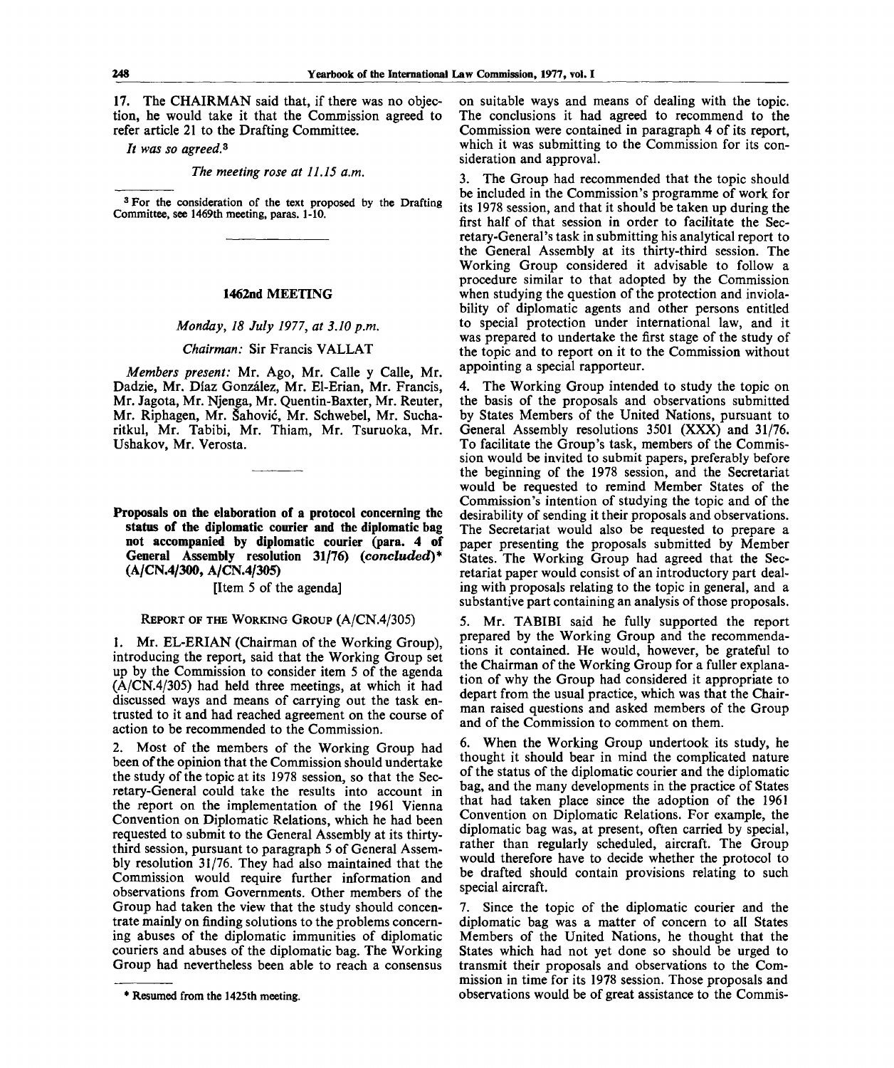17. The CHAIRMAN said that, if there was no objection, he would take it that the Commission agreed to refer article 21 to the Drafting Committee.

*It was so agreed.*[3]

*The meeting rose at 11.15 a.m.*

[3] For the consideration of the text proposed by the Drafting Committee, see 1469th meeting, paras. 1-10.

## 1462nd MEETING

*Monday, 18 July 1977, at 3.10 p.m.*

*Chairman:* Sir Francis VALLAT

*Members present:* Mr. Ago, Mr. Calle y Calle, Mr. Dadzie, Mr. Díaz González, Mr. El-Erian, Mr. Francis, Mr. Jagota, Mr. Njenga, Mr. Quentin-Baxter, Mr. Reuter, Mr. Riphagen, Mr. Šahović, Mr. Schwebel, Mr. Sucharitkul, Mr. Tabibi, Mr. Thiam, Mr. Tsuruoka, Mr. Ushakov, Mr. Verosta.

### Proposals on the elaboration of a protocol concerning the status of the diplomatic courier and the diplomatic bag not accompanied by diplomatic courier (para. 4 of General Assembly resolution 31/76) (*concluded*)* (A/CN.4/300, A/CN.4/305)

[Item 5 of the agenda]

REPORT OF THE WORKING GROUP (A/CN.4/305)

1. Mr. EL-ERIAN (Chairman of the Working Group), introducing the report, said that the Working Group set up by the Commission to consider item 5 of the agenda (A/CN.4/305) had held three meetings, at which it had discussed ways and means of carrying out the task entrusted to it and had reached agreement on the course of action to be recommended to the Commission.

2. Most of the members of the Working Group had been of the opinion that the Commission should undertake the study of the topic at its 1978 session, so that the Secretary-General could take the results into account in the report on the implementation of the 1961 Vienna Convention on Diplomatic Relations, which he had been requested to submit to the General Assembly at its thirty-third session, pursuant to paragraph 5 of General Assembly resolution 31/76. They had also maintained that the Commission would require further information and observations from Governments. Other members of the Group had taken the view that the study should concentrate mainly on finding solutions to the problems concerning abuses of the diplomatic immunities of diplomatic couriers and abuses of the diplomatic bag. The Working Group had nevertheless been able to reach a consensus on suitable ways and means of dealing with the topic. The conclusions it had agreed to recommend to the Commission were contained in paragraph 4 of its report, which it was submitting to the Commission for its consideration and approval.

3. The Group had recommended that the topic should be included in the Commission's programme of work for its 1978 session, and that it should be taken up during the first half of that session in order to facilitate the Secretary-General's task in submitting his analytical report to the General Assembly at its thirty-third session. The Working Group considered it advisable to follow a procedure similar to that adopted by the Commission when studying the question of the protection and inviolability of diplomatic agents and other persons entitled to special protection under international law, and it was prepared to undertake the first stage of the study of the topic and to report on it to the Commission without appointing a special rapporteur.

4. The Working Group intended to study the topic on the basis of the proposals and observations submitted by States Members of the United Nations, pursuant to General Assembly resolutions 3501 (XXX) and 31/76. To facilitate the Group's task, members of the Commission would be invited to submit papers, preferably before the beginning of the 1978 session, and the Secretariat would be requested to remind Member States of the Commission's intention of studying the topic and of the desirability of sending it their proposals and observations. The Secretariat would also be requested to prepare a paper presenting the proposals submitted by Member States. The Working Group had agreed that the Secretariat paper would consist of an introductory part dealing with proposals relating to the topic in general, and a substantive part containing an analysis of those proposals.

5. Mr. TABIBI said he fully supported the report prepared by the Working Group and the recommendations it contained. He would, however, be grateful to the Chairman of the Working Group for a fuller explanation of why the Group had considered it appropriate to depart from the usual practice, which was that the Chairman raised questions and asked members of the Group and of the Commission to comment on them.

6. When the Working Group undertook its study, he thought it should bear in mind the complicated nature of the status of the diplomatic courier and the diplomatic bag, and the many developments in the practice of States that had taken place since the adoption of the 1961 Convention on Diplomatic Relations. For example, the diplomatic bag was, at present, often carried by special, rather than regularly scheduled, aircraft. The Group would therefore have to decide whether the protocol to be drafted should contain provisions relating to such special aircraft.

7. Since the topic of the diplomatic courier and the diplomatic bag was a matter of concern to all States Members of the United Nations, he thought that the States which had not yet done so should be urged to transmit their proposals and observations to the Commission in time for its 1978 session. Those proposals and observations would be of great assistance to the Commis-

\* Resumed from the 1425th meeting.